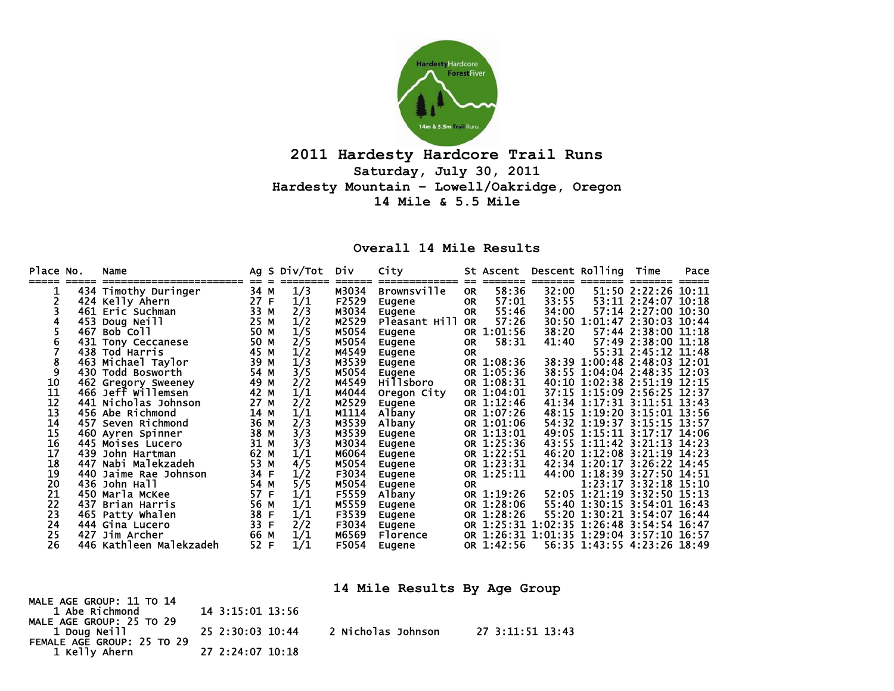# 2011 Hardesty Hardcore Trail Runs

### Saturday, July 30, 2011
### Hardesty Mountain - Lowell/Oakridge, Oregon
### 14 Mile & 5.5 Mile

## Overall 14 Mile Results

| Place | No. | Name | Ag | S | Div/Tot | Div | City | St | Ascent | Descent | Rolling | Time | Pace |
|---|---|---|---|---|---|---|---|---|---|---|---|---|---|
| 1 | 434 | Timothy Duringer | 34 | M | 1/3 | M3034 | Brownsville | OR | 58:36 | 32:00 | 51:50 | 2:22:26 | 10:11 |
| 2 | 424 | Kelly Ahern | 27 | F | 1/1 | F2529 | Eugene | OR | 57:01 | 33:55 | 53:11 | 2:24:07 | 10:18 |
| 3 | 461 | Eric Suchman | 33 | M | 2/3 | M3034 | Eugene | OR | 55:46 | 34:00 | 57:14 | 2:27:00 | 10:30 |
| 4 | 453 | Doug Neill | 25 | M | 1/2 | M2529 | Pleasant Hill | OR | 57:26 | 30:50 | 1:01:47 | 2:30:03 | 10:44 |
| 5 | 467 | Bob Coll | 50 | M | 1/5 | M5054 | Eugene | OR | 1:01:56 | 38:20 | 57:44 | 2:38:00 | 11:18 |
| 6 | 431 | Tony Ceccanese | 50 | M | 2/5 | M5054 | Eugene | OR | 58:31 | 41:40 | 57:49 | 2:38:00 | 11:18 |
| 7 | 438 | Tod Harris | 45 | M | 1/2 | M4549 | Eugene | OR | | | 55:31 | 2:45:12 | 11:48 |
| 8 | 463 | Michael Taylor | 39 | M | 1/3 | M3539 | Eugene | OR | 1:08:36 | 38:39 | 1:00:48 | 2:48:03 | 12:01 |
| 9 | 430 | Todd Bosworth | 54 | M | 3/5 | M5054 | Eugene | OR | 1:05:36 | 38:55 | 1:04:04 | 2:48:35 | 12:03 |
| 10 | 462 | Gregory Sweeney | 49 | M | 2/2 | M4549 | Hillsboro | OR | 1:08:31 | 40:10 | 1:02:38 | 2:51:19 | 12:15 |
| 11 | 466 | Jeff Willemsen | 42 | M | 1/1 | M4044 | Oregon City | OR | 1:04:01 | 37:15 | 1:15:09 | 2:56:25 | 12:37 |
| 12 | 441 | Nicholas Johnson | 27 | M | 2/2 | M2529 | Eugene | OR | 1:12:46 | 41:34 | 1:17:31 | 3:11:51 | 13:43 |
| 13 | 456 | Abe Richmond | 14 | M | 1/1 | M1114 | Albany | OR | 1:07:26 | 48:15 | 1:19:20 | 3:15:01 | 13:56 |
| 14 | 457 | Seven Richmond | 36 | M | 2/3 | M3539 | Albany | OR | 1:01:06 | 54:32 | 1:19:37 | 3:15:15 | 13:57 |
| 15 | 460 | Ayren Spinner | 38 | M | 3/3 | M3539 | Eugene | OR | 1:13:01 | 49:05 | 1:15:11 | 3:17:17 | 14:06 |
| 16 | 445 | Moises Lucero | 31 | M | 3/3 | M3034 | Eugene | OR | 1:25:36 | 43:55 | 1:11:42 | 3:21:13 | 14:23 |
| 17 | 439 | John Hartman | 62 | M | 1/1 | M6064 | Eugene | OR | 1:22:51 | 46:20 | 1:12:08 | 3:21:19 | 14:23 |
| 18 | 447 | Nabi Malekzadeh | 53 | M | 4/5 | M5054 | Eugene | OR | 1:23:31 | 42:34 | 1:20:17 | 3:26:22 | 14:45 |
| 19 | 440 | Jaime Rae Johnson | 34 | F | 1/2 | F3034 | Eugene | OR | 1:25:11 | 44:00 | 1:18:39 | 3:27:50 | 14:51 |
| 20 | 436 | John Hall | 54 | M | 5/5 | M5054 | Eugene | OR | | | 1:23:17 | 3:32:18 | 15:10 |
| 21 | 450 | Marla McKee | 57 | F | 1/1 | F5559 | Albany | OR | 1:19:26 | 52:05 | 1:21:19 | 3:32:50 | 15:13 |
| 22 | 437 | Brian Harris | 56 | M | 1/1 | M5559 | Eugene | OR | 1:28:06 | 55:40 | 1:30:15 | 3:54:01 | 16:43 |
| 23 | 465 | Patty Whalen | 38 | F | 1/1 | F3539 | Eugene | OR | 1:28:26 | 55:20 | 1:30:21 | 3:54:07 | 16:44 |
| 24 | 444 | Gina Lucero | 33 | F | 2/2 | F3034 | Eugene | OR | 1:25:31 | 1:02:35 | 1:26:48 | 3:54:54 | 16:47 |
| 25 | 427 | Jim Archer | 66 | M | 1/1 | M6569 | Florence | OR | 1:26:31 | 1:01:35 | 1:29:04 | 3:57:10 | 16:57 |
| 26 | 446 | Kathleen Malekzadeh | 52 | F | 1/1 | F5054 | Eugene | OR | 1:42:56 | 56:35 | 1:43:55 | 4:23:26 | 18:49 |

## 14 Mile Results By Age Group

MALE AGE GROUP: 11 TO 14
1 Abe Richmond 14 3:15:01 13:56

MALE AGE GROUP: 25 TO 29
1 Doug Neill 25 2:30:03 10:44
2 Nicholas Johnson 27 3:11:51 13:43

FEMALE AGE GROUP: 25 TO 29
1 Kelly Ahern 27 2:24:07 10:18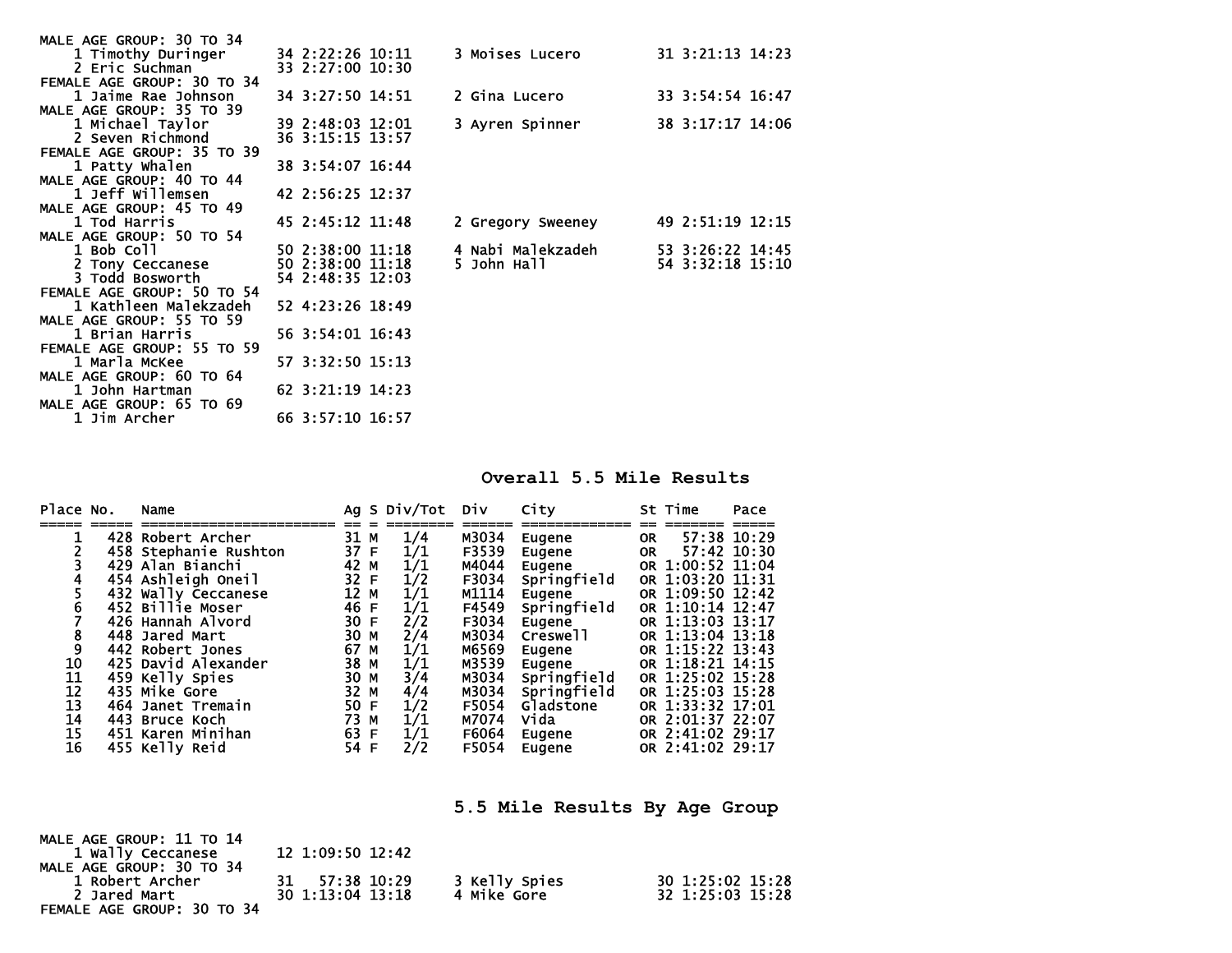MALE AGE GROUP: 30 TO 34
1 Timothy Duringer 34 2:22:26 10:11
2 Eric Suchman 33 2:27:00 10:30
3 Moises Lucero 31 3:21:13 14:23

FEMALE AGE GROUP: 30 TO 34
1 Jaime Rae Johnson 34 3:27:50 14:51
2 Gina Lucero 33 3:54:54 16:47

MALE AGE GROUP: 35 TO 39
1 Michael Taylor 39 2:48:03 12:01
2 Seven Richmond 36 3:15:15 13:57
3 Ayren Spinner 38 3:17:17 14:06

FEMALE AGE GROUP: 35 TO 39
1 Patty Whalen 38 3:54:07 16:44

MALE AGE GROUP: 40 TO 44
1 Jeff Willemsen 42 2:56:25 12:37

MALE AGE GROUP: 45 TO 49
1 Tod Harris 45 2:45:12 11:48
2 Gregory Sweeney 49 2:51:19 12:15

MALE AGE GROUP: 50 TO 54
1 Bob Coll 50 2:38:00 11:18
2 Tony Ceccanese 50 2:38:00 11:18
3 Todd Bosworth 54 2:48:35 12:03
4 Nabi Malekzadeh 53 3:26:22 14:45
5 John Hall 54 3:32:18 15:10

FEMALE AGE GROUP: 50 TO 54
1 Kathleen Malekzadeh 52 4:23:26 18:49

MALE AGE GROUP: 55 TO 59
1 Brian Harris 56 3:54:01 16:43

FEMALE AGE GROUP: 55 TO 59
1 Marla McKee 57 3:32:50 15:13

MALE AGE GROUP: 60 TO 64
1 John Hartman 62 3:21:19 14:23

MALE AGE GROUP: 65 TO 69
1 Jim Archer 66 3:57:10 16:57

## Overall 5.5 Mile Results

| Place | No. | Name | Ag | S | Div/Tot | Div | City | St | Time | Pace |
|---|---|---|---|---|---|---|---|---|---|---|
| 1 | 428 | Robert Archer | 31 | M | 1/4 | M3034 | Eugene | OR | 57:38 | 10:29 |
| 2 | 458 | Stephanie Rushton | 37 | F | 1/1 | F3539 | Eugene | OR | 57:42 | 10:30 |
| 3 | 429 | Alan Bianchi | 42 | M | 1/1 | M4044 | Eugene | OR | 1:00:52 | 11:04 |
| 4 | 454 | Ashleigh Oneil | 32 | F | 1/2 | F3034 | Springfield | OR | 1:03:20 | 11:31 |
| 5 | 432 | Wally Ceccanese | 12 | M | 1/1 | M1114 | Eugene | OR | 1:09:50 | 12:42 |
| 6 | 452 | Billie Moser | 46 | F | 1/1 | F4549 | Springfield | OR | 1:10:14 | 12:47 |
| 7 | 426 | Hannah Alvord | 30 | F | 2/2 | F3034 | Eugene | OR | 1:13:03 | 13:17 |
| 8 | 448 | Jared Mart | 30 | M | 2/4 | M3034 | Creswell | OR | 1:13:04 | 13:18 |
| 9 | 442 | Robert Jones | 67 | M | 1/1 | M6569 | Eugene | OR | 1:15:22 | 13:43 |
| 10 | 425 | David Alexander | 38 | M | 1/1 | M3539 | Eugene | OR | 1:18:21 | 14:15 |
| 11 | 459 | Kelly Spies | 30 | M | 3/4 | M3034 | Springfield | OR | 1:25:02 | 15:28 |
| 12 | 435 | Mike Gore | 32 | M | 4/4 | M3034 | Springfield | OR | 1:25:03 | 15:28 |
| 13 | 464 | Janet Tremain | 50 | F | 1/2 | F5054 | Gladstone | OR | 1:33:32 | 17:01 |
| 14 | 443 | Bruce Koch | 73 | M | 1/1 | M7074 | Vida | OR | 2:01:37 | 22:07 |
| 15 | 451 | Karen Minihan | 63 | F | 1/1 | F6064 | Eugene | OR | 2:41:02 | 29:17 |
| 16 | 455 | Kelly Reid | 54 | F | 2/2 | F5054 | Eugene | OR | 2:41:02 | 29:17 |

## 5.5 Mile Results By Age Group

MALE AGE GROUP: 11 TO 14
1 Wally Ceccanese 12 1:09:50 12:42

MALE AGE GROUP: 30 TO 34
1 Robert Archer 31 57:38 10:29
2 Jared Mart 30 1:13:04 13:18
3 Kelly Spies 30 1:25:02 15:28
4 Mike Gore 32 1:25:03 15:28

FEMALE AGE GROUP: 30 TO 34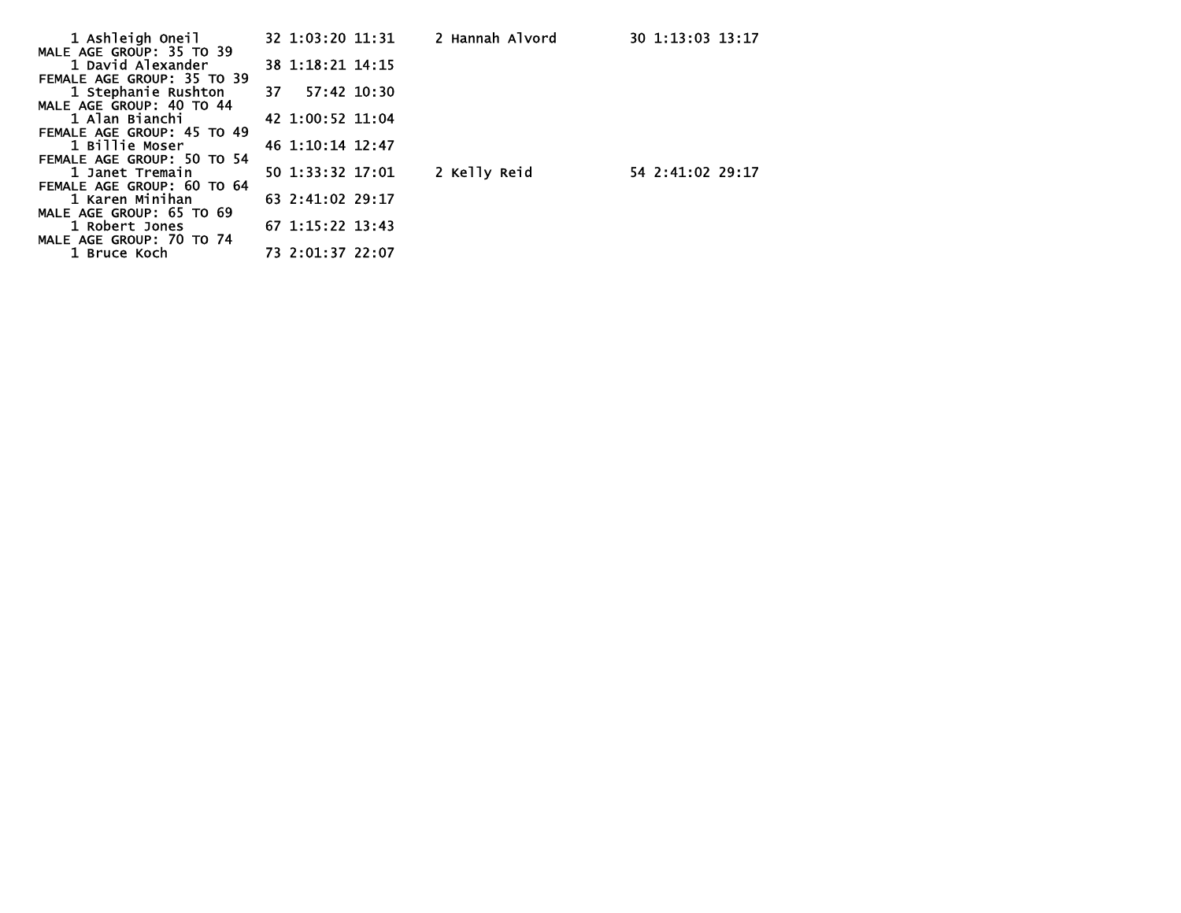```
    1 Ashleigh Oneil        32 1:03:20 11:31     2 Hannah Alvord         30 1:13:03 13:17
MALE AGE GROUP: 35 TO 39
    1 David Alexander       38 1:18:21 14:15
FEMALE AGE GROUP: 35 TO 39
    1 Stephanie Rushton     37   57:42 10:30
MALE AGE GROUP: 40 TO 44
    1 Alan Bianchi          42 1:00:52 11:04
FEMALE AGE GROUP: 45 TO 49
    1 Billie Moser          46 1:10:14 12:47
FEMALE AGE GROUP: 50 TO 54
    1 Janet Tremain         50 1:33:32 17:01     2 Kelly Reid            54 2:41:02 29:17
FEMALE AGE GROUP: 60 TO 64
    1 Karen Minihan         63 2:41:02 29:17
MALE AGE GROUP: 65 TO 69
    1 Robert Jones          67 1:15:22 13:43
MALE AGE GROUP: 70 TO 74
    1 Bruce Koch            73 2:01:37 22:07
```